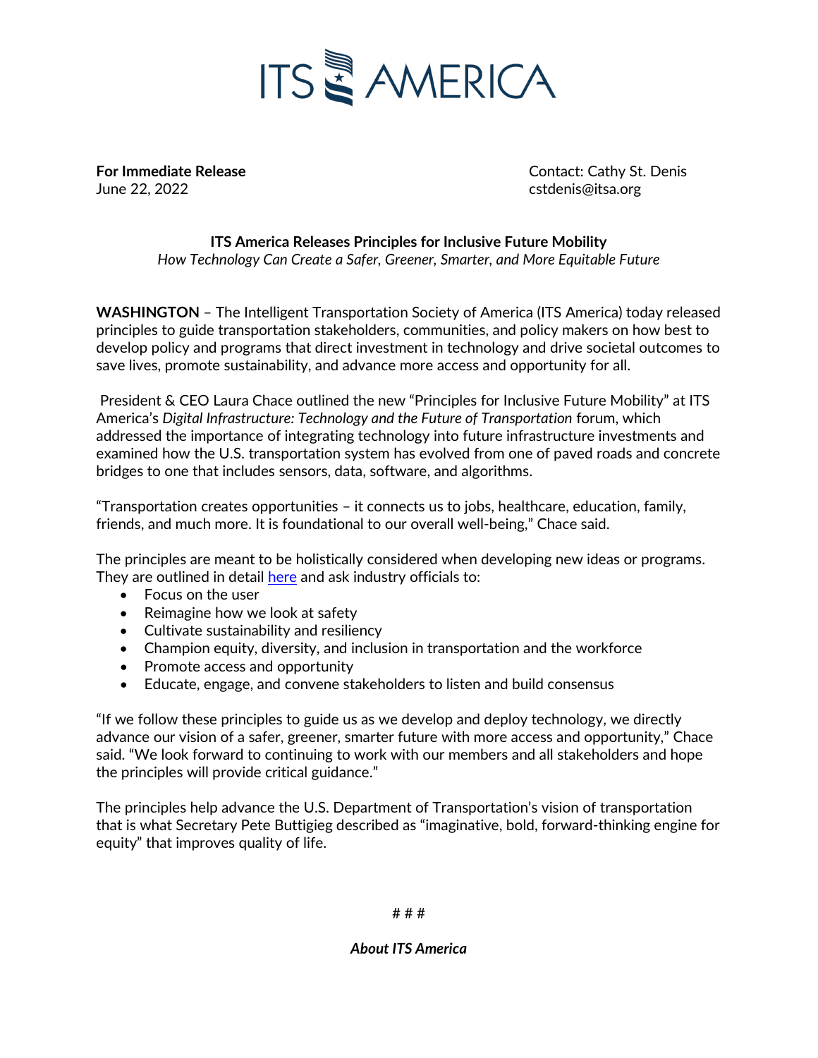# ITS AMERICA

**For Immediate Release**
June 22, 2022

Contact: Cathy St. Denis
cstdenis@itsa.org

**ITS America Releases Principles for Inclusive Future Mobility**
*How Technology Can Create a Safer, Greener, Smarter, and More Equitable Future*

**WASHINGTON** – The Intelligent Transportation Society of America (ITS America) today released principles to guide transportation stakeholders, communities, and policy makers on how best to develop policy and programs that direct investment in technology and drive societal outcomes to save lives, promote sustainability, and advance more access and opportunity for all.

President & CEO Laura Chace outlined the new "Principles for Inclusive Future Mobility" at ITS America's *Digital Infrastructure: Technology and the Future of Transportation* forum, which addressed the importance of integrating technology into future infrastructure investments and examined how the U.S. transportation system has evolved from one of paved roads and concrete bridges to one that includes sensors, data, software, and algorithms.

"Transportation creates opportunities – it connects us to jobs, healthcare, education, family, friends, and much more. It is foundational to our overall well-being," Chace said.

The principles are meant to be holistically considered when developing new ideas or programs. They are outlined in detail here and ask industry officials to:

- Focus on the user
- Reimagine how we look at safety
- Cultivate sustainability and resiliency
- Champion equity, diversity, and inclusion in transportation and the workforce
- Promote access and opportunity
- Educate, engage, and convene stakeholders to listen and build consensus

"If we follow these principles to guide us as we develop and deploy technology, we directly advance our vision of a safer, greener, smarter future with more access and opportunity," Chace said. "We look forward to continuing to work with our members and all stakeholders and hope the principles will provide critical guidance."

The principles help advance the U.S. Department of Transportation's vision of transportation that is what Secretary Pete Buttigieg described as "imaginative, bold, forward-thinking engine for equity" that improves quality of life.

# # #

***About ITS America***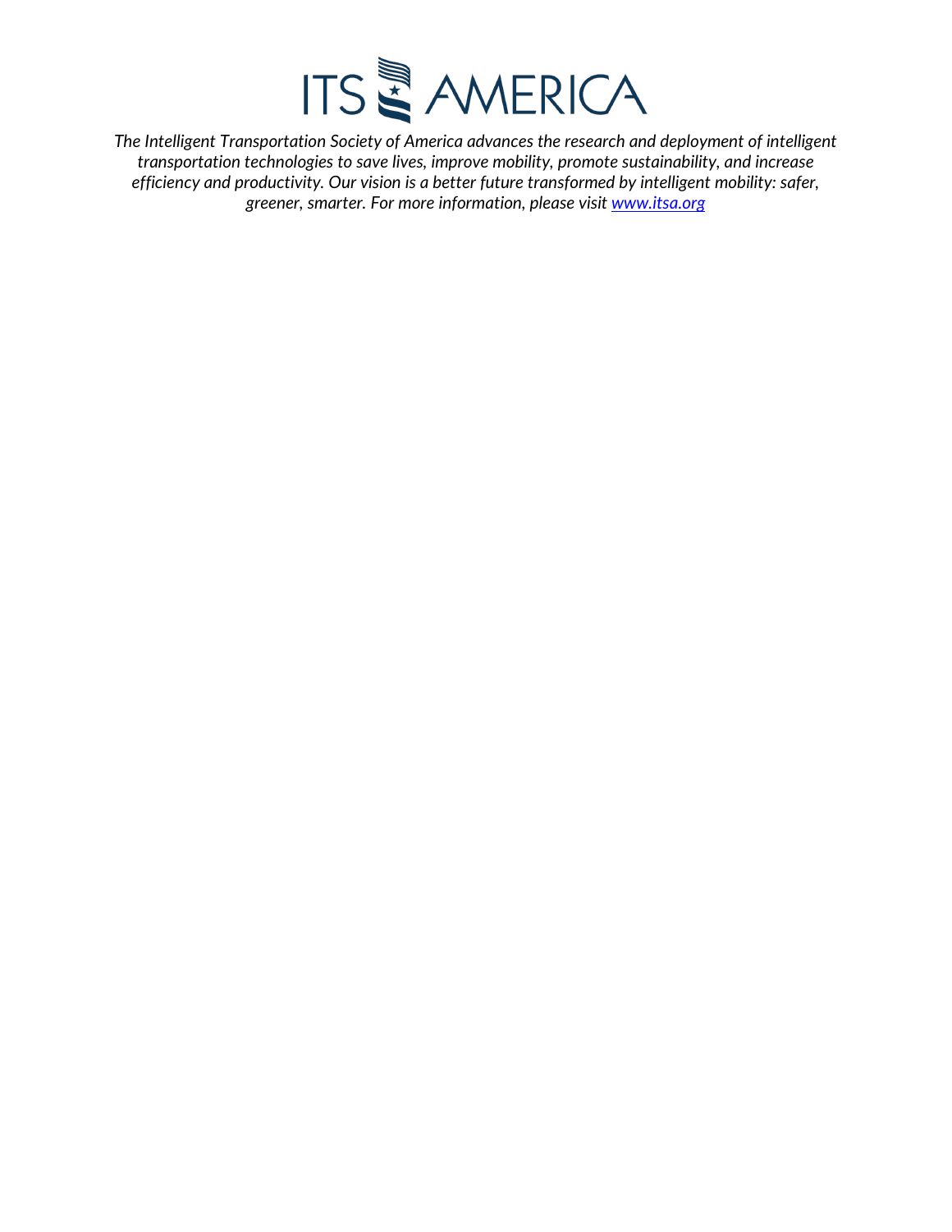ITS AMERICA

*The Intelligent Transportation Society of America advances the research and deployment of intelligent transportation technologies to save lives, improve mobility, promote sustainability, and increase efficiency and productivity. Our vision is a better future transformed by intelligent mobility: safer, greener, smarter. For more information, please visit [www.itsa.org](http://www.itsa.org)*